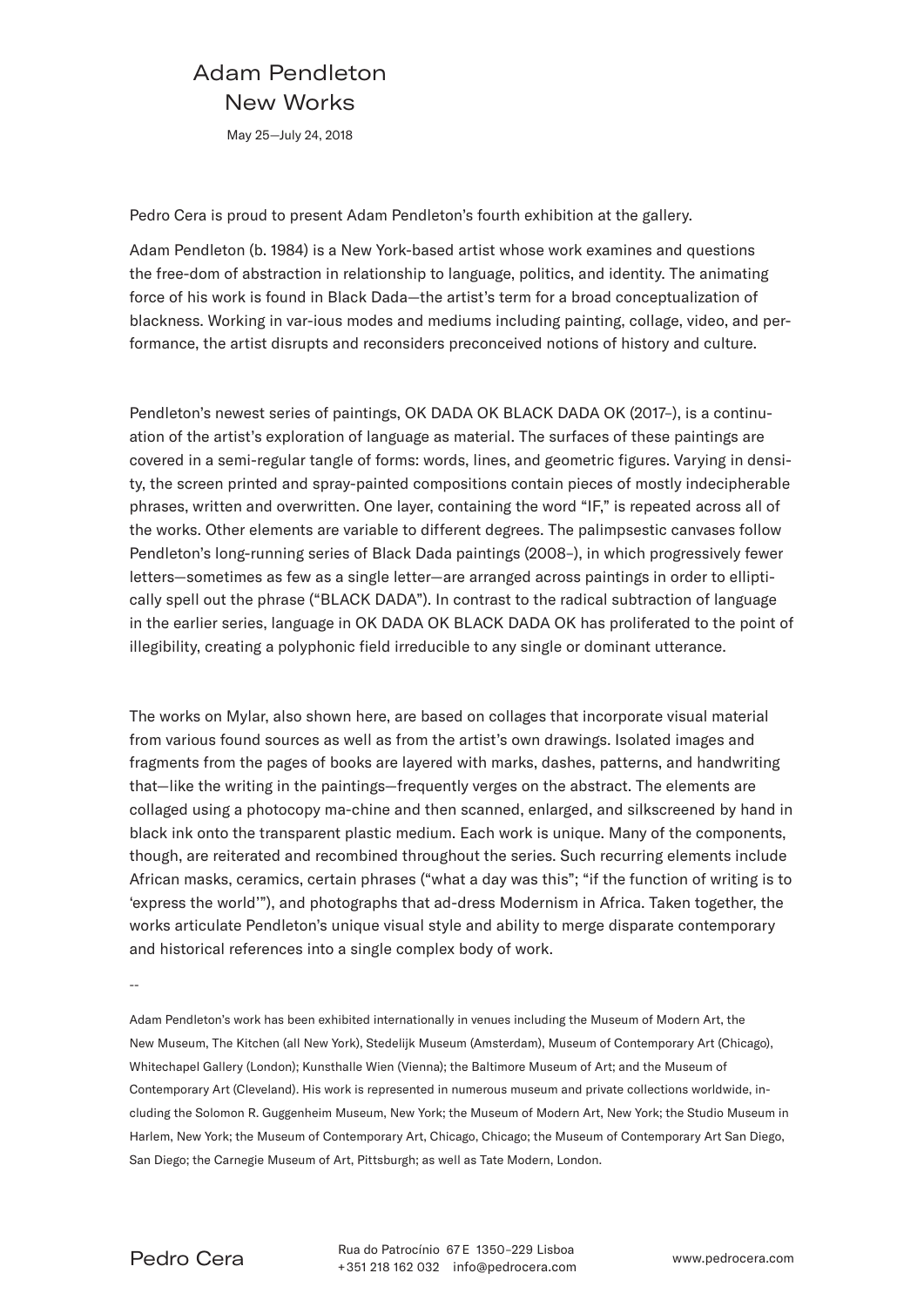# Adam Pendleton
## New Works

May 25—July 24, 2018

Pedro Cera is proud to present Adam Pendleton's fourth exhibition at the gallery.

Adam Pendleton (b. 1984) is a New York-based artist whose work examines and questions the free-dom of abstraction in relationship to language, politics, and identity. The animating force of his work is found in Black Dada—the artist's term for a broad conceptualization of blackness. Working in var-ious modes and mediums including painting, collage, video, and performance, the artist disrupts and reconsiders preconceived notions of history and culture.

Pendleton's newest series of paintings, OK DADA OK BLACK DADA OK (2017–), is a continuation of the artist's exploration of language as material. The surfaces of these paintings are covered in a semi-regular tangle of forms: words, lines, and geometric figures. Varying in density, the screen printed and spray-painted compositions contain pieces of mostly indecipherable phrases, written and overwritten. One layer, containing the word "IF," is repeated across all of the works. Other elements are variable to different degrees. The palimpsestic canvases follow Pendleton's long-running series of Black Dada paintings (2008–), in which progressively fewer letters—sometimes as few as a single letter—are arranged across paintings in order to elliptically spell out the phrase ("BLACK DADA"). In contrast to the radical subtraction of language in the earlier series, language in OK DADA OK BLACK DADA OK has proliferated to the point of illegibility, creating a polyphonic field irreducible to any single or dominant utterance.

The works on Mylar, also shown here, are based on collages that incorporate visual material from various found sources as well as from the artist's own drawings. Isolated images and fragments from the pages of books are layered with marks, dashes, patterns, and handwriting that—like the writing in the paintings—frequently verges on the abstract. The elements are collaged using a photocopy ma-chine and then scanned, enlarged, and silkscreened by hand in black ink onto the transparent plastic medium. Each work is unique. Many of the components, though, are reiterated and recombined throughout the series. Such recurring elements include African masks, ceramics, certain phrases ("what a day was this"; "if the function of writing is to 'express the world'"), and photographs that ad-dress Modernism in Africa. Taken together, the works articulate Pendleton's unique visual style and ability to merge disparate contemporary and historical references into a single complex body of work.

--

Adam Pendleton's work has been exhibited internationally in venues including the Museum of Modern Art, the New Museum, The Kitchen (all New York), Stedelijk Museum (Amsterdam), Museum of Contemporary Art (Chicago), Whitechapel Gallery (London); Kunsthalle Wien (Vienna); the Baltimore Museum of Art; and the Museum of Contemporary Art (Cleveland). His work is represented in numerous museum and private collections worldwide, including the Solomon R. Guggenheim Museum, New York; the Museum of Modern Art, New York; the Studio Museum in Harlem, New York; the Museum of Contemporary Art, Chicago, Chicago; the Museum of Contemporary Art San Diego, San Diego; the Carnegie Museum of Art, Pittsburgh; as well as Tate Modern, London.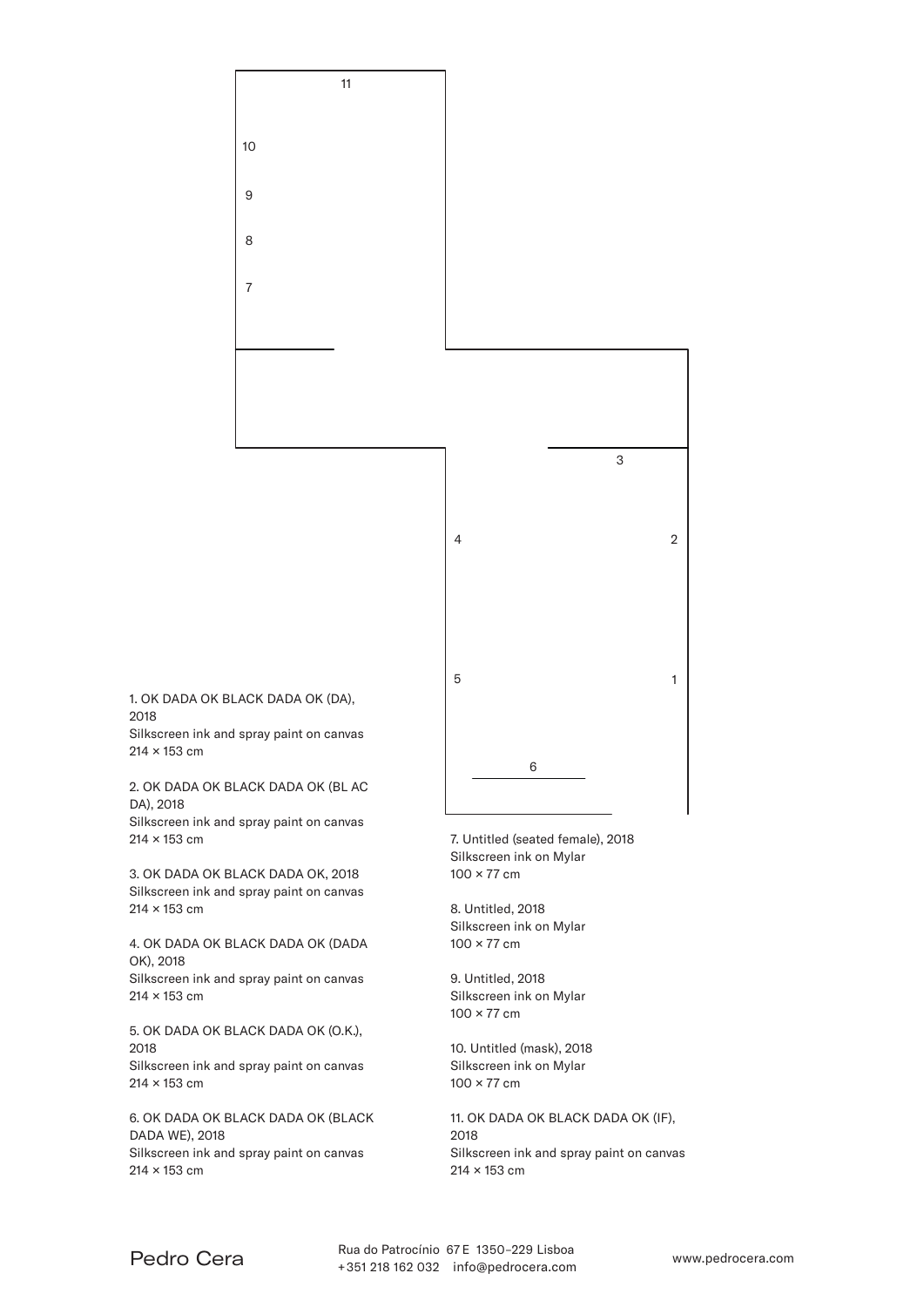11

10

9

8

7

3

4

2

5

1

6

1. OK DADA OK BLACK DADA OK (DA), 2018
Silkscreen ink and spray paint on canvas
214 × 153 cm

2. OK DADA OK BLACK DADA OK (BL AC DA), 2018
Silkscreen ink and spray paint on canvas
214 × 153 cm

3. OK DADA OK BLACK DADA OK, 2018
Silkscreen ink and spray paint on canvas
214 × 153 cm

4. OK DADA OK BLACK DADA OK (DADA OK), 2018
Silkscreen ink and spray paint on canvas
214 × 153 cm

5. OK DADA OK BLACK DADA OK (O.K.), 2018
Silkscreen ink and spray paint on canvas
214 × 153 cm

6. OK DADA OK BLACK DADA OK (BLACK DADA WE), 2018
Silkscreen ink and spray paint on canvas
214 × 153 cm

7. Untitled (seated female), 2018
Silkscreen ink on Mylar
100 × 77 cm

8. Untitled, 2018
Silkscreen ink on Mylar
100 × 77 cm

9. Untitled, 2018
Silkscreen ink on Mylar
100 × 77 cm

10. Untitled (mask), 2018
Silkscreen ink on Mylar
100 × 77 cm

11. OK DADA OK BLACK DADA OK (IF), 2018
Silkscreen ink and spray paint on canvas
214 × 153 cm

Pedro Cera

Rua do Patrocínio 67 E 1350–229 Lisboa
+351 218 162 032 info@pedrocera.com

www.pedrocera.com